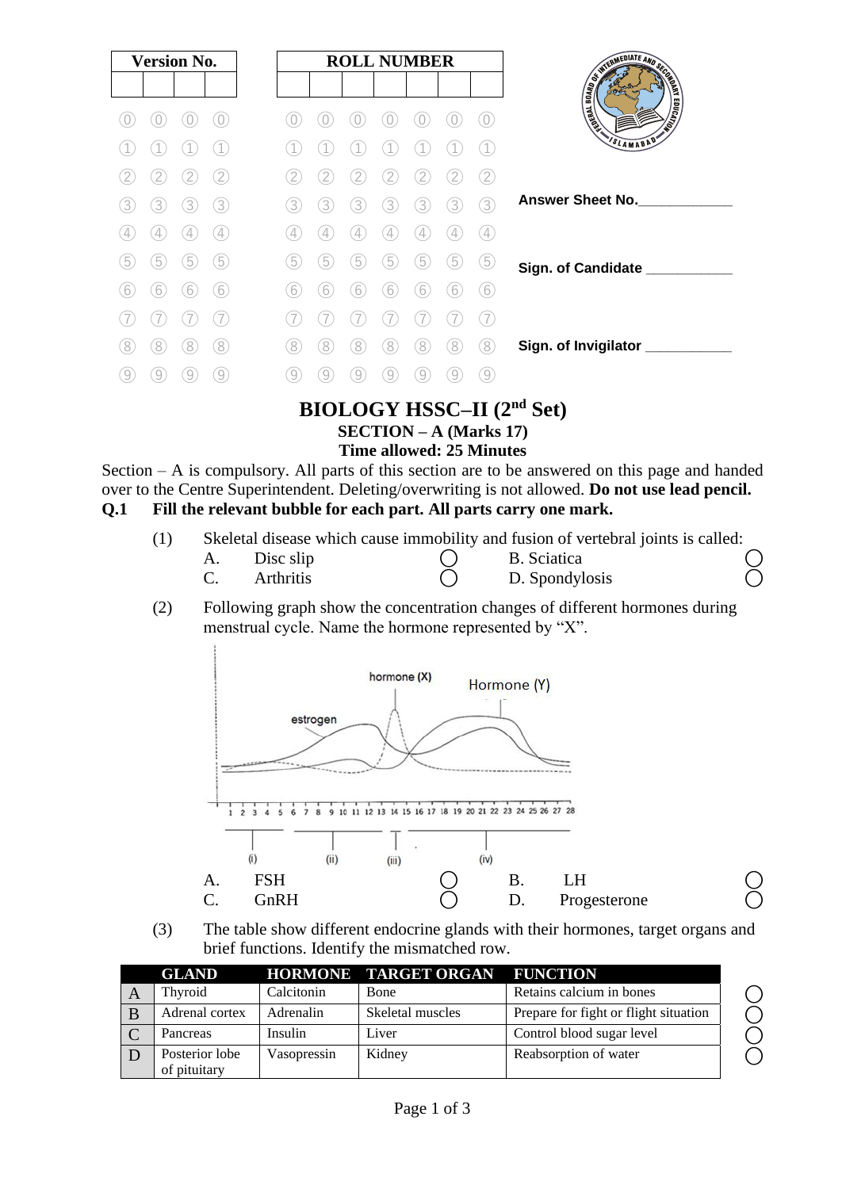| Version No. | | | |
|---|---|---|---|
| | | | |

| ROLL NUMBER | | | | | | |
|---|---|---|---|---|---|---|
| | | | | | | |

Answer Sheet No.____________

Sign. of Candidate ___________

Sign. of Invigilator ___________

# BIOLOGY HSSC–II (2nd Set)

## SECTION – A (Marks 17)

**Time allowed: 25 Minutes**

Section – A is compulsory. All parts of this section are to be answered on this page and handed over to the Centre Superintendent. Deleting/overwriting is not allowed. **Do not use lead pencil.**

**Q.1 Fill the relevant bubble for each part. All parts carry one mark.**

(1) Skeletal disease which cause immobility and fusion of vertebral joints is called:

- A. Disc slip ◯
- B. Sciatica ◯
- C. Arthritis ◯
- D. Spondylosis ◯

(2) Following graph show the concentration changes of different hormones during menstrual cycle. Name the hormone represented by "X".

- A. FSH ◯
- B. LH ◯
- C. GnRH ◯
- D. Progesterone ◯

(3) The table show different endocrine glands with their hormones, target organs and brief functions. Identify the mismatched row.

| | GLAND | HORMONE | TARGET ORGAN | FUNCTION | |
|---|---|---|---|---|---|
| A | Thyroid | Calcitonin | Bone | Retains calcium in bones | ◯ |
| B | Adrenal cortex | Adrenalin | Skeletal muscles | Prepare for fight or flight situation | ◯ |
| C | Pancreas | Insulin | Liver | Control blood sugar level | ◯ |
| D | Posterior lobe of pituitary | Vasopressin | Kidney | Reabsorption of water | ◯ |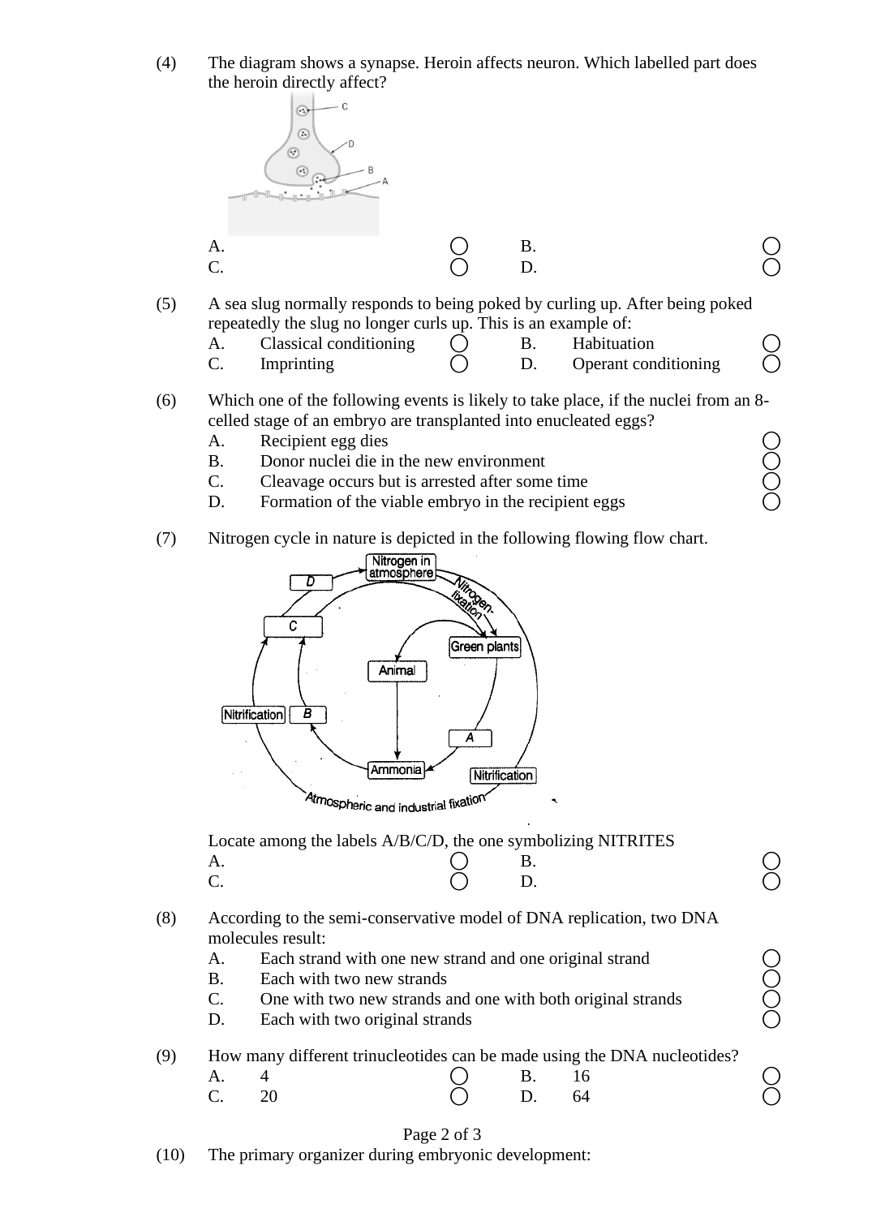(4) The diagram shows a synapse. Heroin affects neuron. Which labelled part does the heroin directly affect?

| | | | |
|---|---|---|---|
| A. | ◯ | B. | ◯ |
| C. | ◯ | D. | ◯ |

(5) A sea slug normally responds to being poked by curling up. After being poked repeatedly the slug no longer curls up. This is an example of:

| | | | | | |
|---|---|---|---|---|---|
| A. | Classical conditioning | ◯ | B. | Habituation | ◯ |
| C. | Imprinting | ◯ | D. | Operant conditioning | ◯ |

(6) Which one of the following events is likely to take place, if the nuclei from an 8-celled stage of an embryo are transplanted into enucleated eggs?

A. Recipient egg dies ◯
B. Donor nuclei die in the new environment ◯
C. Cleavage occurs but is arrested after some time ◯
D. Formation of the viable embryo in the recipient eggs ◯

(7) Nitrogen cycle in nature is depicted in the following flowing flow chart.

Locate among the labels A/B/C/D, the one symbolizing NITRITES

| | | | |
|---|---|---|---|
| A. | ◯ | B. | ◯ |
| C. | ◯ | D. | ◯ |

(8) According to the semi-conservative model of DNA replication, two DNA molecules result:

A. Each strand with one new strand and one original strand ◯
B. Each with two new strands ◯
C. One with two new strands and one with both original strands ◯
D. Each with two original strands ◯

(9) How many different trinucleotides can be made using the DNA nucleotides?

| | | | | | |
|---|---|---|---|---|---|
| A. | 4 | ◯ | B. | 16 | ◯ |
| C. | 20 | ◯ | D. | 64 | ◯ |

(10) The primary organizer during embryonic development: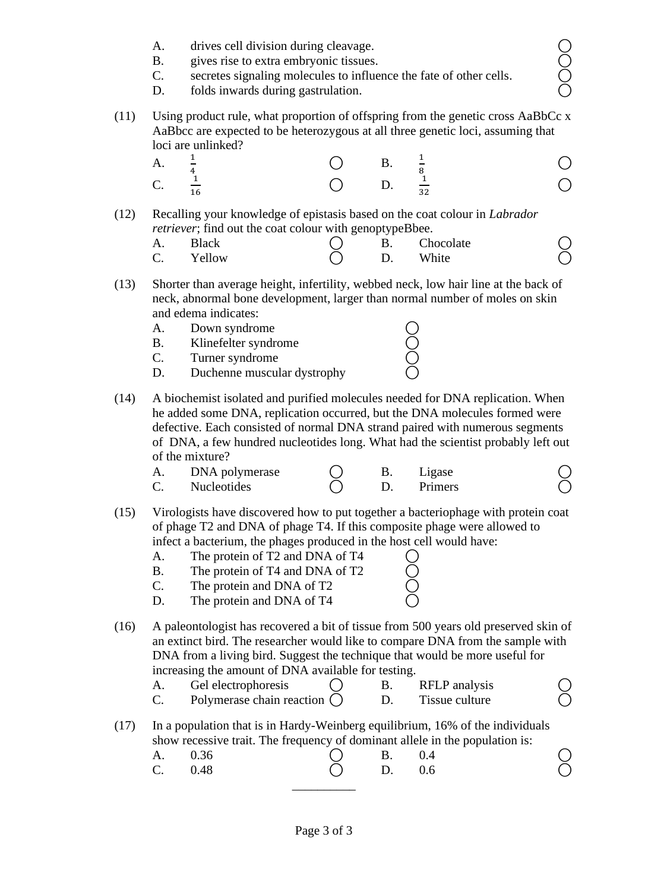A. drives cell division during cleavage. ○
B. gives rise to extra embryonic tissues. ○
C. secretes signaling molecules to influence the fate of other cells. ○
D. folds inwards during gastrulation. ○

(11) Using product rule, what proportion of offspring from the genetic cross AaBbCc x AaBbcc are expected to be heterozygous at all three genetic loci, assuming that loci are unlinked?

A. $\frac{1}{4}$ ○ B. $\frac{1}{8}$ ○
C. $\frac{1}{16}$ ○ D. $\frac{1}{32}$ ○

(12) Recalling your knowledge of epistasis based on the coat colour in *Labrador retriever*; find out the coat colour with genoptypeBbee.

A. Black ○ B. Chocolate ○
C. Yellow ○ D. White ○

(13) Shorter than average height, infertility, webbed neck, low hair line at the back of neck, abnormal bone development, larger than normal number of moles on skin and edema indicates:

A. Down syndrome ○
B. Klinefelter syndrome ○
C. Turner syndrome ○
D. Duchenne muscular dystrophy ○

(14) A biochemist isolated and purified molecules needed for DNA replication. When he added some DNA, replication occurred, but the DNA molecules formed were defective. Each consisted of normal DNA strand paired with numerous segments of DNA, a few hundred nucleotides long. What had the scientist probably left out of the mixture?

A. DNA polymerase ○ B. Ligase ○
C. Nucleotides ○ D. Primers ○

(15) Virologists have discovered how to put together a bacteriophage with protein coat of phage T2 and DNA of phage T4. If this composite phage were allowed to infect a bacterium, the phages produced in the host cell would have:

A. The protein of T2 and DNA of T4 ○
B. The protein of T4 and DNA of T2 ○
C. The protein and DNA of T2 ○
D. The protein and DNA of T4 ○

(16) A paleontologist has recovered a bit of tissue from 500 years old preserved skin of an extinct bird. The researcher would like to compare DNA from the sample with DNA from a living bird. Suggest the technique that would be more useful for increasing the amount of DNA available for testing.

A. Gel electrophoresis ○ B. RFLP analysis ○
C. Polymerase chain reaction ○ D. Tissue culture ○

(17) In a population that is in Hardy-Weinberg equilibrium, 16% of the individuals show recessive trait. The frequency of dominant allele in the population is:

A. 0.36 ○ B. 0.4 ○
C. 0.48 ○ D. 0.6 ○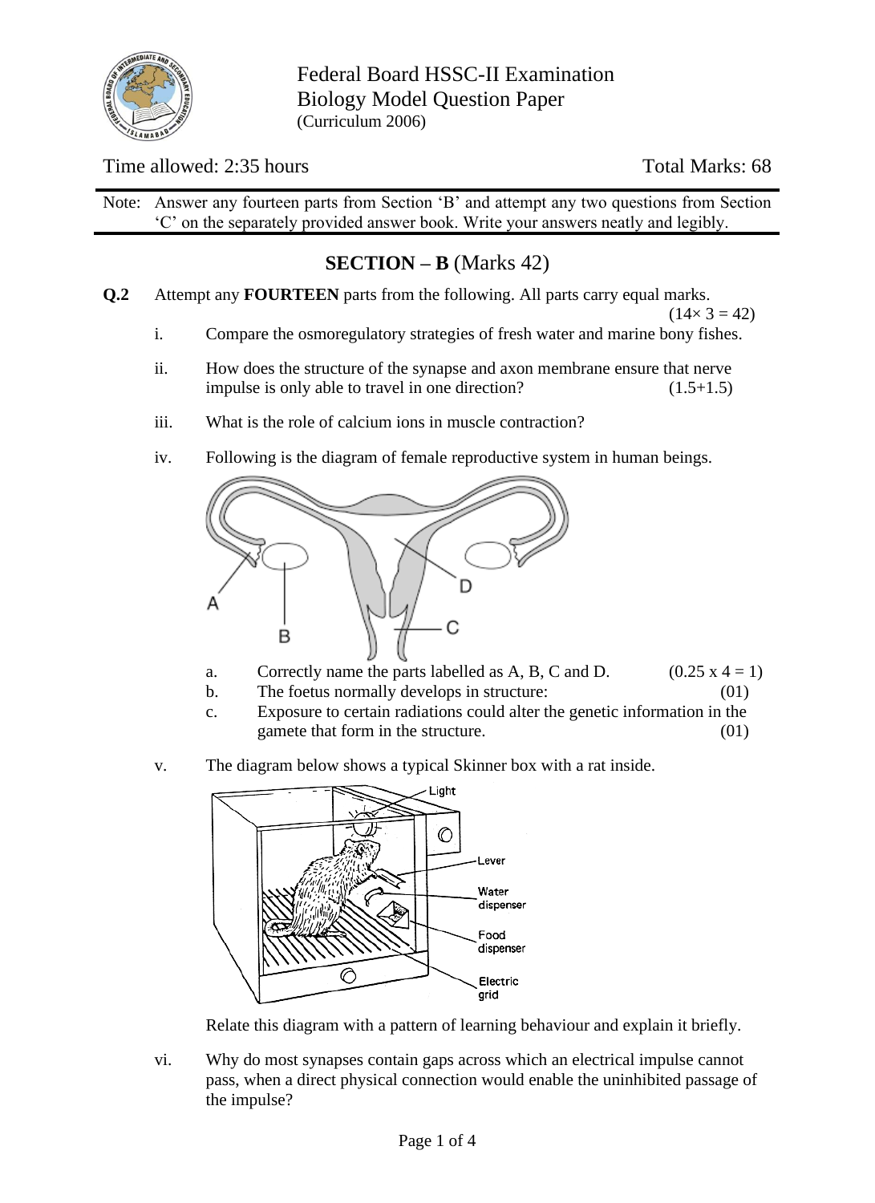Federal Board HSSC-II Examination
Biology Model Question Paper
(Curriculum 2006)

Time allowed: 2:35 hours

Total Marks: 68

Note: Answer any fourteen parts from Section 'B' and attempt any two questions from Section 'C' on the separately provided answer book. Write your answers neatly and legibly.

## SECTION – B (Marks 42)

**Q.2** Attempt any **FOURTEEN** parts from the following. All parts carry equal marks. (14× 3 = 42)

i. Compare the osmoregulatory strategies of fresh water and marine bony fishes.

ii. How does the structure of the synapse and axon membrane ensure that nerve impulse is only able to travel in one direction? (1.5+1.5)

iii. What is the role of calcium ions in muscle contraction?

iv. Following is the diagram of female reproductive system in human beings.

a. Correctly name the parts labelled as A, B, C and D. (0.25 x 4 = 1)

b. The foetus normally develops in structure: (01)

c. Exposure to certain radiations could alter the genetic information in the gamete that form in the structure. (01)

v. The diagram below shows a typical Skinner box with a rat inside.

Relate this diagram with a pattern of learning behaviour and explain it briefly.

vi. Why do most synapses contain gaps across which an electrical impulse cannot pass, when a direct physical connection would enable the uninhibited passage of the impulse?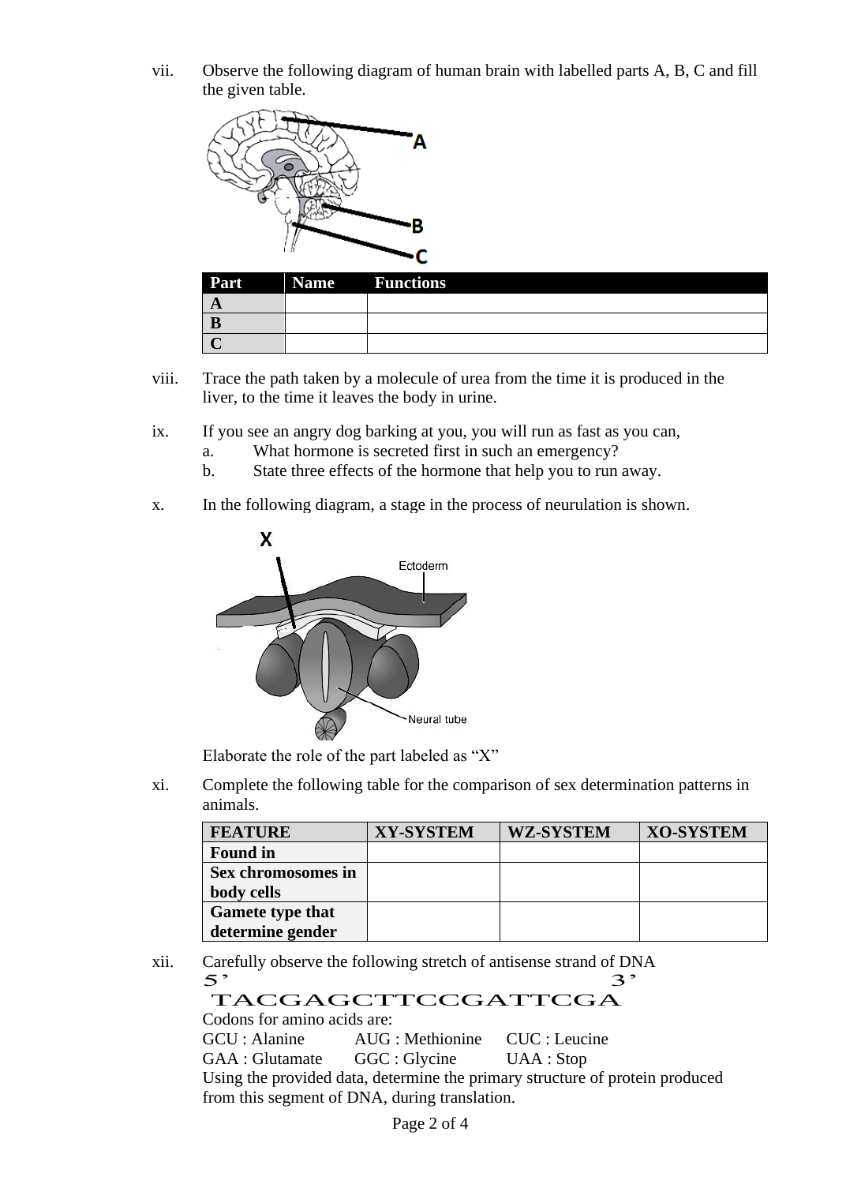vii. Observe the following diagram of human brain with labelled parts A, B, C and fill the given table.

| Part | Name | Functions |
|---|---|---|
| A | | |
| B | | |
| C | | |

viii. Trace the path taken by a molecule of urea from the time it is produced in the liver, to the time it leaves the body in urine.

ix. If you see an angry dog barking at you, you will run as fast as you can,
   a. What hormone is secreted first in such an emergency?
   b. State three effects of the hormone that help you to run away.

x. In the following diagram, a stage in the process of neurulation is shown.

Elaborate the role of the part labeled as "X"

xi. Complete the following table for the comparison of sex determination patterns in animals.

| FEATURE | XY-SYSTEM | WZ-SYSTEM | XO-SYSTEM |
|---|---|---|---|
| Found in | | | |
| Sex chromosomes in body cells | | | |
| Gamete type that determine gender | | | |

xii. Carefully observe the following stretch of antisense strand of DNA

5' TACGAGCTTCCGATTCGA 3'

Codons for amino acids are:

GCU : Alanine    AUG : Methionine    CUC : Leucine
GAA : Glutamate    GGC : Glycine    UAA : Stop

Using the provided data, determine the primary structure of protein produced from this segment of DNA, during translation.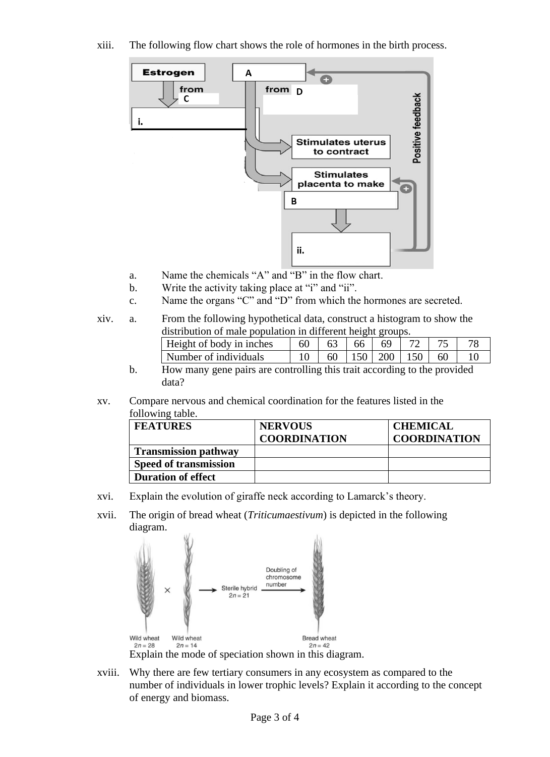xiii. The following flow chart shows the role of hormones in the birth process.

a. Name the chemicals "A" and "B" in the flow chart.

b. Write the activity taking place at "i" and "ii".

c. Name the organs "C" and "D" from which the hormones are secreted.

xiv. a. From the following hypothetical data, construct a histogram to show the distribution of male population in different height groups.

| Height of body in inches | 60 | 63 | 66 | 69 | 72 | 75 | 78 |
|---|---|---|---|---|---|---|---|
| Number of individuals | 10 | 60 | 150 | 200 | 150 | 60 | 10 |

b. How many gene pairs are controlling this trait according to the provided data?

xv. Compare nervous and chemical coordination for the features listed in the following table.

| FEATURES | NERVOUS COORDINATION | CHEMICAL COORDINATION |
|---|---|---|
| **Transmission pathway** | | |
| **Speed of transmission** | | |
| **Duration of effect** | | |

xvi. Explain the evolution of giraffe neck according to Lamarck's theory.

xvii. The origin of bread wheat (*Triticumaestivum*) is depicted in the following diagram.

Wild wheat $2n = 28$ × Wild wheat $2n = 14$ → Sterile hybrid $2n = 21$ → (Doubling of chromosome number) → Bread wheat $2n = 42$

Explain the mode of speciation shown in this diagram.

xviii. Why there are few tertiary consumers in any ecosystem as compared to the number of individuals in lower trophic levels? Explain it according to the concept of energy and biomass.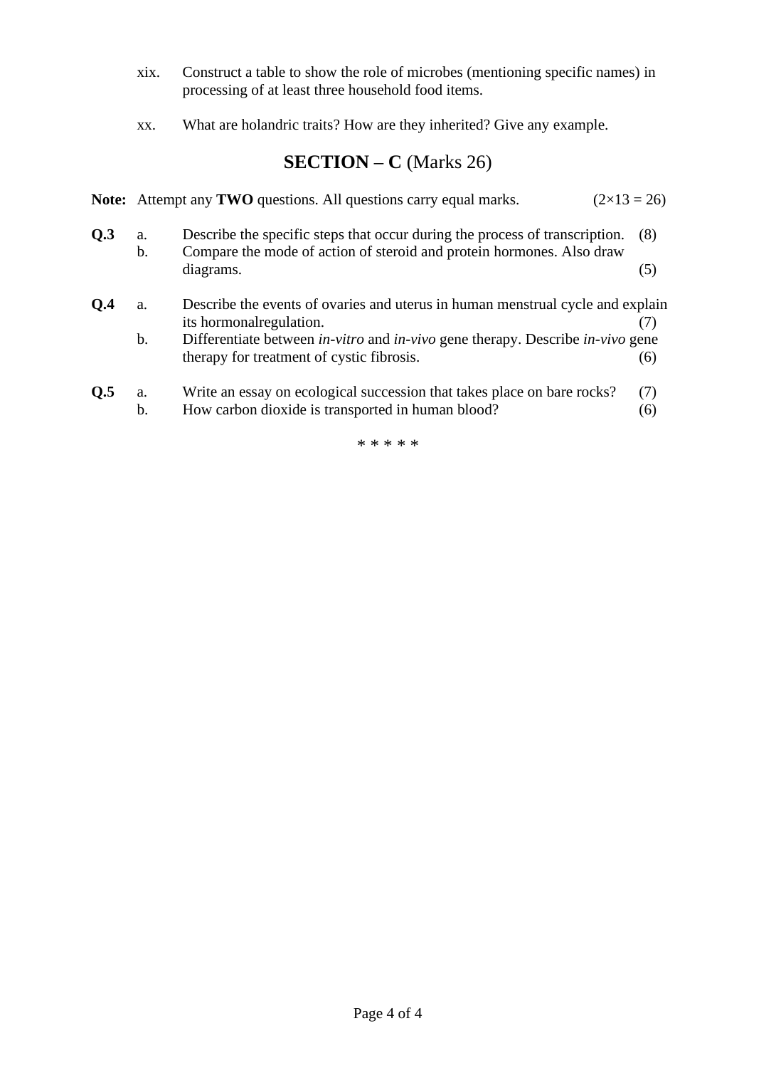xix. Construct a table to show the role of microbes (mentioning specific names) in processing of at least three household food items.

xx. What are holandric traits? How are they inherited? Give any example.

## SECTION – C (Marks 26)

**Note:** Attempt any **TWO** questions. All questions carry equal marks. (2×13 = 26)

**Q.3**
a. Describe the specific steps that occur during the process of transcription. (8)
b. Compare the mode of action of steroid and protein hormones. Also draw diagrams. (5)

**Q.4**
a. Describe the events of ovaries and uterus in human menstrual cycle and explain its hormonalregulation. (7)
b. Differentiate between *in-vitro* and *in-vivo* gene therapy. Describe *in-vivo* gene therapy for treatment of cystic fibrosis. (6)

**Q.5**
a. Write an essay on ecological succession that takes place on bare rocks? (7)
b. How carbon dioxide is transported in human blood? (6)

* * * * *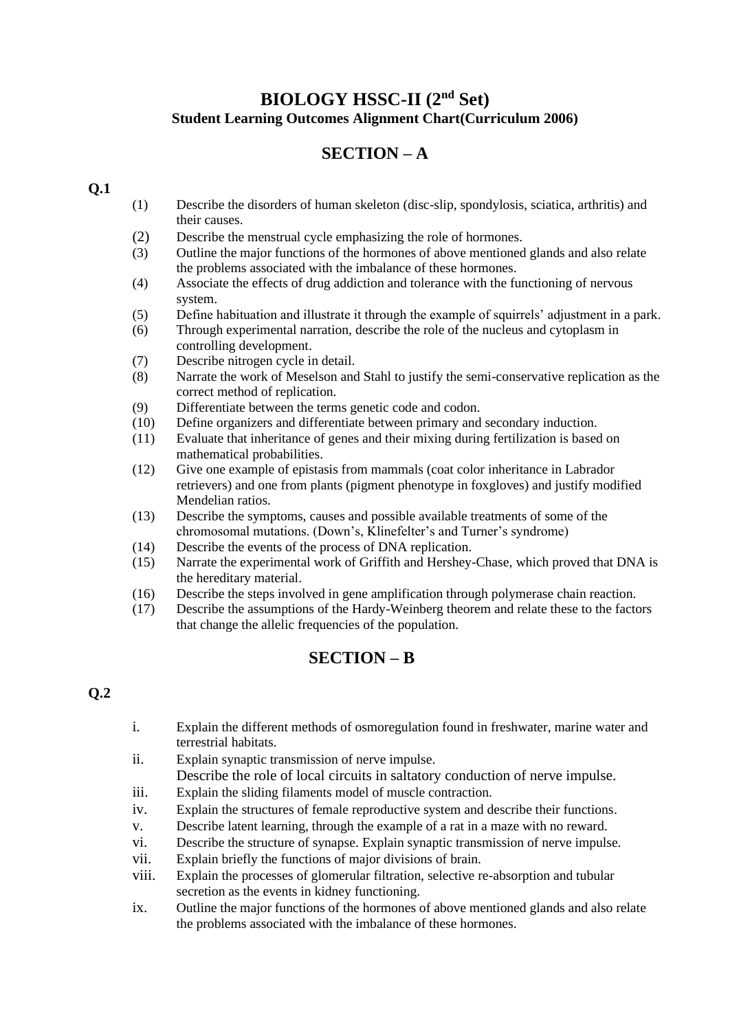# BIOLOGY HSSC-II (2nd Set)

**Student Learning Outcomes Alignment Chart(Curriculum 2006)**

## SECTION – A

**Q.1**

(1) Describe the disorders of human skeleton (disc-slip, spondylosis, sciatica, arthritis) and their causes.

(2) Describe the menstrual cycle emphasizing the role of hormones.

(3) Outline the major functions of the hormones of above mentioned glands and also relate the problems associated with the imbalance of these hormones.

(4) Associate the effects of drug addiction and tolerance with the functioning of nervous system.

(5) Define habituation and illustrate it through the example of squirrels' adjustment in a park.

(6) Through experimental narration, describe the role of the nucleus and cytoplasm in controlling development.

(7) Describe nitrogen cycle in detail.

(8) Narrate the work of Meselson and Stahl to justify the semi-conservative replication as the correct method of replication.

(9) Differentiate between the terms genetic code and codon.

(10) Define organizers and differentiate between primary and secondary induction.

(11) Evaluate that inheritance of genes and their mixing during fertilization is based on mathematical probabilities.

(12) Give one example of epistasis from mammals (coat color inheritance in Labrador retrievers) and one from plants (pigment phenotype in foxgloves) and justify modified Mendelian ratios.

(13) Describe the symptoms, causes and possible available treatments of some of the chromosomal mutations. (Down's, Klinefelter's and Turner's syndrome)

(14) Describe the events of the process of DNA replication.

(15) Narrate the experimental work of Griffith and Hershey-Chase, which proved that DNA is the hereditary material.

(16) Describe the steps involved in gene amplification through polymerase chain reaction.

(17) Describe the assumptions of the Hardy-Weinberg theorem and relate these to the factors that change the allelic frequencies of the population.

## SECTION – B

**Q.2**

i. Explain the different methods of osmoregulation found in freshwater, marine water and terrestrial habitats.

ii. Explain synaptic transmission of nerve impulse.
Describe the role of local circuits in saltatory conduction of nerve impulse.

iii. Explain the sliding filaments model of muscle contraction.

iv. Explain the structures of female reproductive system and describe their functions.

v. Describe latent learning, through the example of a rat in a maze with no reward.

vi. Describe the structure of synapse. Explain synaptic transmission of nerve impulse.

vii. Explain briefly the functions of major divisions of brain.

viii. Explain the processes of glomerular filtration, selective re-absorption and tubular secretion as the events in kidney functioning.

ix. Outline the major functions of the hormones of above mentioned glands and also relate the problems associated with the imbalance of these hormones.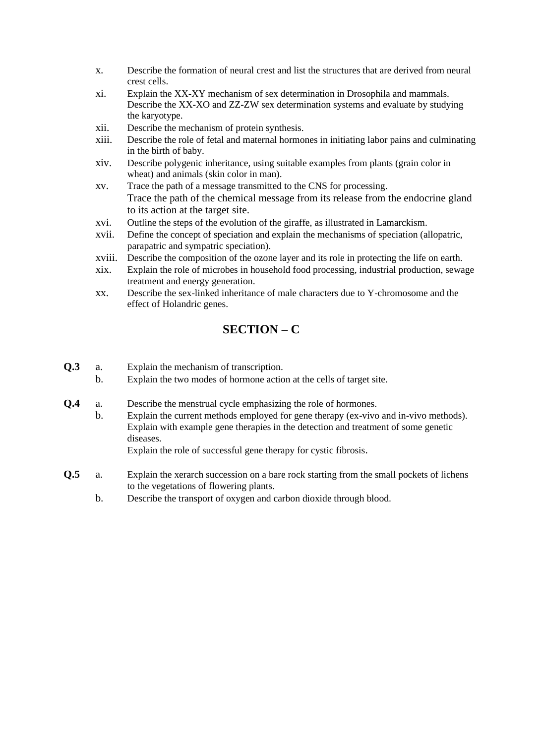x. Describe the formation of neural crest and list the structures that are derived from neural crest cells.

xi. Explain the XX-XY mechanism of sex determination in Drosophila and mammals. Describe the XX-XO and ZZ-ZW sex determination systems and evaluate by studying the karyotype.

xii. Describe the mechanism of protein synthesis.

xiii. Describe the role of fetal and maternal hormones in initiating labor pains and culminating in the birth of baby.

xiv. Describe polygenic inheritance, using suitable examples from plants (grain color in wheat) and animals (skin color in man).

xv. Trace the path of a message transmitted to the CNS for processing. Trace the path of the chemical message from its release from the endocrine gland to its action at the target site.

xvi. Outline the steps of the evolution of the giraffe, as illustrated in Lamarckism.

xvii. Define the concept of speciation and explain the mechanisms of speciation (allopatric, parapatric and sympatric speciation).

xviii. Describe the composition of the ozone layer and its role in protecting the life on earth.

xix. Explain the role of microbes in household food processing, industrial production, sewage treatment and energy generation.

xx. Describe the sex-linked inheritance of male characters due to Y-chromosome and the effect of Holandric genes.

## SECTION – C

**Q.3**
a. Explain the mechanism of transcription.
b. Explain the two modes of hormone action at the cells of target site.

**Q.4**
a. Describe the menstrual cycle emphasizing the role of hormones.
b. Explain the current methods employed for gene therapy (ex-vivo and in-vivo methods). Explain with example gene therapies in the detection and treatment of some genetic diseases.
Explain the role of successful gene therapy for cystic fibrosis.

**Q.5**
a. Explain the xerarch succession on a bare rock starting from the small pockets of lichens to the vegetations of flowering plants.
b. Describe the transport of oxygen and carbon dioxide through blood.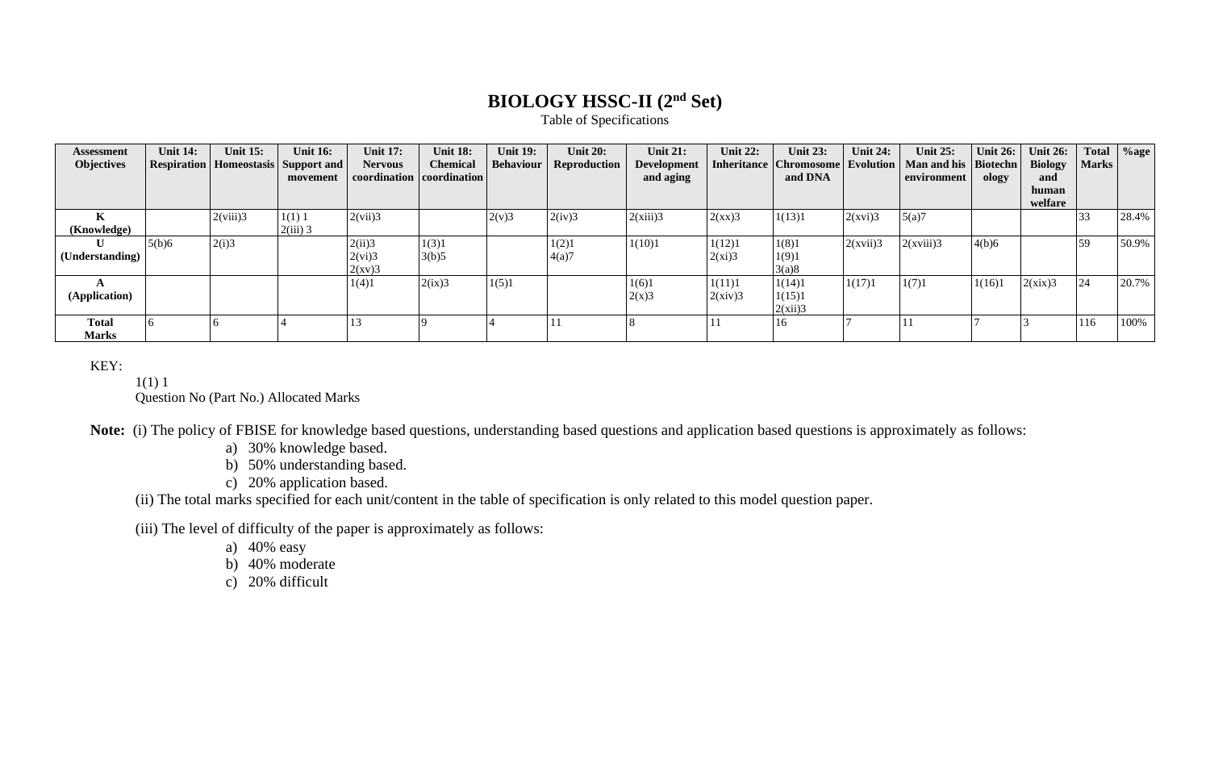# BIOLOGY HSSC-II (2nd Set)

Table of Specifications

| Assessment Objectives | Unit 14: Respiration | Unit 15: Homeostasis | Unit 16: Support and movement | Unit 17: Nervous coordination | Unit 18: Chemical coordination | Unit 19: Behaviour | Unit 20: Reproduction | Unit 21: Development and aging | Unit 22: Inheritance | Unit 23: Chromosome and DNA | Unit 24: Evolution | Unit 25: Man and his environment | Unit 26: Biotechnology | Unit 26: Biology and human welfare | Total Marks | %age |
|---|---|---|---|---|---|---|---|---|---|---|---|---|---|---|---|---|
| K (Knowledge) | | 2(viii)3 | 1(1) 1<br>2(iii) 3 | 2(vii)3 | | 2(v)3 | 2(iv)3 | 2(xiii)3 | 2(xx)3 | 1(13)1 | 2(xvi)3 | 5(a)7 | | | 33 | 28.4% |
| U (Understanding) | 5(b)6 | 2(i)3 | | 2(ii)3<br>2(vi)3<br>2(xv)3 | 1(3)1<br>3(b)5 | | 1(2)1<br>4(a)7 | 1(10)1 | 1(12)1<br>2(xi)3 | 1(8)1<br>1(9)1<br>3(a)8 | 2(xvii)3 | 2(xviii)3 | 4(b)6 | | 59 | 50.9% |
| A (Application) | | | | 1(4)1 | 2(ix)3 | 1(5)1 | | 1(6)1<br>2(x)3 | 1(11)1<br>2(xiv)3 | 1(14)1<br>1(15)1<br>2(xii)3 | 1(17)1 | 1(7)1 | 1(16)1 | 2(xix)3 | 24 | 20.7% |
| Total Marks | 6 | 6 | 4 | 13 | 9 | 4 | 11 | 8 | 11 | 16 | 7 | 11 | 7 | 3 | 116 | 100% |

KEY:

1(1) 1
Question No (Part No.) Allocated Marks

**Note:** (i) The policy of FBISE for knowledge based questions, understanding based questions and application based questions is approximately as follows:

a) 30% knowledge based.
b) 50% understanding based.
c) 20% application based.

(ii) The total marks specified for each unit/content in the table of specification is only related to this model question paper.

(iii) The level of difficulty of the paper is approximately as follows:

a) 40% easy
b) 40% moderate
c) 20% difficult